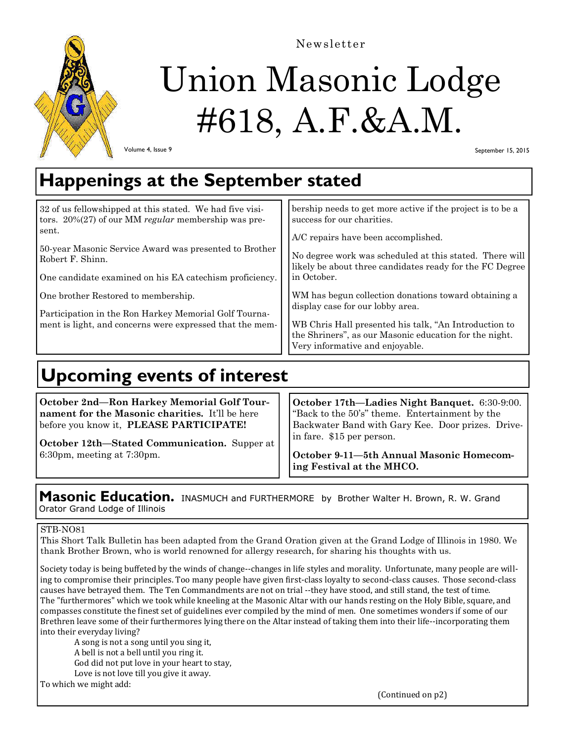Newsletter

# Union Masonic Lodge #618, A.F.&A.M.

Volume 4, Issue 9

September 15, 2015

## Happenings at the September stated

32 of us fellowshipped at this stated. We had five visitors. 20%(27) of our MM *regular* membership was present.

50-year Masonic Service Award was presented to Brother Robert F. Shinn.

One candidate examined on his EA catechism proficiency.

One brother Restored to membership.

Participation in the Ron Harkey Memorial Golf Tournament is light, and concerns were expressed that the membership needs to get more active if the project is to be a success for our charities.

A/C repairs have been accomplished.

No degree work was scheduled at this stated. There will likely be about three candidates ready for the FC Degree in October.

WM has begun collection donations toward obtaining a display case for our lobby area.

WB Chris Hall presented his talk, "An Introduction to the Shriners", as our Masonic education for the night. Very informative and enjoyable.

## Upcoming events of interest

**October 2nd—Ron Harkey Memorial Golf Tournament for the Masonic charities.** It'll be here before you know it, **PLEASE PARTICIPATE!**

**October 12th—Stated Communication.** Supper at 6:30pm, meeting at 7:30pm.

**October 17th—Ladies Night Banquet.** 6:30-9:00. "Back to the 50's" theme. Entertainment by the Backwater Band with Gary Kee. Door prizes. Drive-in fare. $15 per person.

**October 9-11—5th Annual Masonic Homecoming Festival at the MHCO.**

## Masonic Education. INASMUCH and FURTHERMORE by Brother Walter H. Brown, R. W. Grand Orator Grand Lodge of Illinois

STB-NO81

This Short Talk Bulletin has been adapted from the Grand Oration given at the Grand Lodge of Illinois in 1980. We thank Brother Brown, who is world renowned for allergy research, for sharing his thoughts with us.

Society today is being buffeted by the winds of change--changes in life styles and morality. Unfortunate, many people are willing to compromise their principles. Too many people have given first-class loyalty to second-class causes. Those second-class causes have betrayed them. The Ten Commandments are not on trial --they have stood, and still stand, the test of time. The "furthermores" which we took while kneeling at the Masonic Altar with our hands resting on the Holy Bible, square, and compasses constitute the finest set of guidelines ever compiled by the mind of men. One sometimes wonders if some of our Brethren leave some of their furthermores lying there on the Altar instead of taking them into their life--incorporating them into their everyday living?

> A song is not a song until you sing it,
> A bell is not a bell until you ring it.
> God did not put love in your heart to stay,
> Love is not love till you give it away.

To which we might add:

(Continued on p2)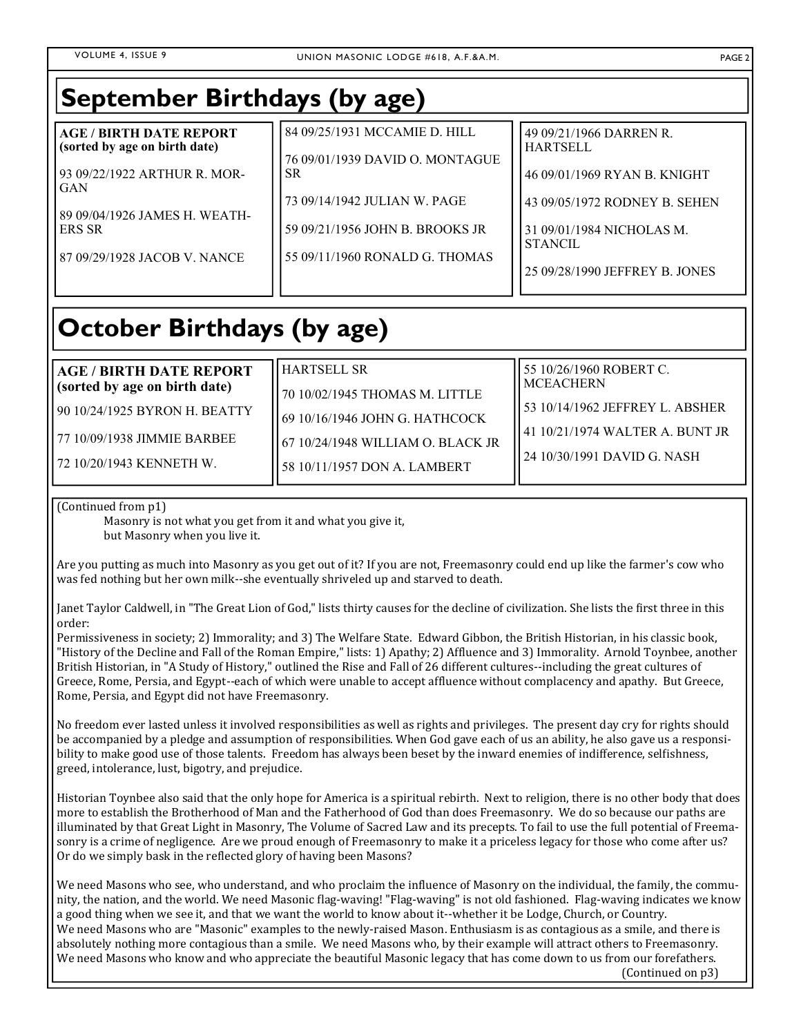## September Birthdays (by age)

**AGE / BIRTH DATE REPORT (sorted by age on birth date)**

93 09/22/1922 ARTHUR R. MORGAN

89 09/04/1926 JAMES H. WEATHERS SR

87 09/29/1928 JACOB V. NANCE

84 09/25/1931 MCCAMIE D. HILL

76 09/01/1939 DAVID O. MONTAGUE SR

73 09/14/1942 JULIAN W. PAGE

59 09/21/1956 JOHN B. BROOKS JR

55 09/11/1960 RONALD G. THOMAS

49 09/21/1966 DARREN R. HARTSELL

46 09/01/1969 RYAN B. KNIGHT

43 09/05/1972 RODNEY B. SEHEN

31 09/01/1984 NICHOLAS M. STANCIL

25 09/28/1990 JEFFREY B. JONES

## October Birthdays (by age)

**AGE / BIRTH DATE REPORT (sorted by age on birth date)**

90 10/24/1925 BYRON H. BEATTY

77 10/09/1938 JIMMIE BARBEE

72 10/20/1943 KENNETH W. HARTSELL SR

70 10/02/1945 THOMAS M. LITTLE

69 10/16/1946 JOHN G. HATHCOCK

67 10/24/1948 WILLIAM O. BLACK JR

58 10/11/1957 DON A. LAMBERT

55 10/26/1960 ROBERT C. MCEACHERN

53 10/14/1962 JEFFREY L. ABSHER

41 10/21/1974 WALTER A. BUNT JR

24 10/30/1991 DAVID G. NASH

---

(Continued from p1)

Masonry is not what you get from it and what you give it,
but Masonry when you live it.

Are you putting as much into Masonry as you get out of it? If you are not, Freemasonry could end up like the farmer's cow who was fed nothing but her own milk--she eventually shriveled up and starved to death.

Janet Taylor Caldwell, in "The Great Lion of God," lists thirty causes for the decline of civilization. She lists the first three in this order:
Permissiveness in society; 2) Immorality; and 3) The Welfare State. Edward Gibbon, the British Historian, in his classic book, "History of the Decline and Fall of the Roman Empire," lists: 1) Apathy; 2) Affluence and 3) Immorality. Arnold Toynbee, another British Historian, in "A Study of History," outlined the Rise and Fall of 26 different cultures--including the great cultures of Greece, Rome, Persia, and Egypt--each of which were unable to accept affluence without complacency and apathy. But Greece, Rome, Persia, and Egypt did not have Freemasonry.

No freedom ever lasted unless it involved responsibilities as well as rights and privileges. The present day cry for rights should be accompanied by a pledge and assumption of responsibilities. When God gave each of us an ability, he also gave us a responsibility to make good use of those talents. Freedom has always been beset by the inward enemies of indifference, selfishness, greed, intolerance, lust, bigotry, and prejudice.

Historian Toynbee also said that the only hope for America is a spiritual rebirth. Next to religion, there is no other body that does more to establish the Brotherhood of Man and the Fatherhood of God than does Freemasonry. We do so because our paths are illuminated by that Great Light in Masonry, The Volume of Sacred Law and its precepts. To fail to use the full potential of Freemasonry is a crime of negligence. Are we proud enough of Freemasonry to make it a priceless legacy for those who come after us? Or do we simply bask in the reflected glory of having been Masons?

We need Masons who see, who understand, and who proclaim the influence of Masonry on the individual, the family, the community, the nation, and the world. We need Masonic flag-waving! "Flag-waving" is not old fashioned. Flag-waving indicates we know a good thing when we see it, and that we want the world to know about it--whether it be Lodge, Church, or Country.
We need Masons who are "Masonic" examples to the newly-raised Mason. Enthusiasm is as contagious as a smile, and there is absolutely nothing more contagious than a smile. We need Masons who, by their example will attract others to Freemasonry.
We need Masons who know and who appreciate the beautiful Masonic legacy that has come down to us from our forefathers.

(Continued on p3)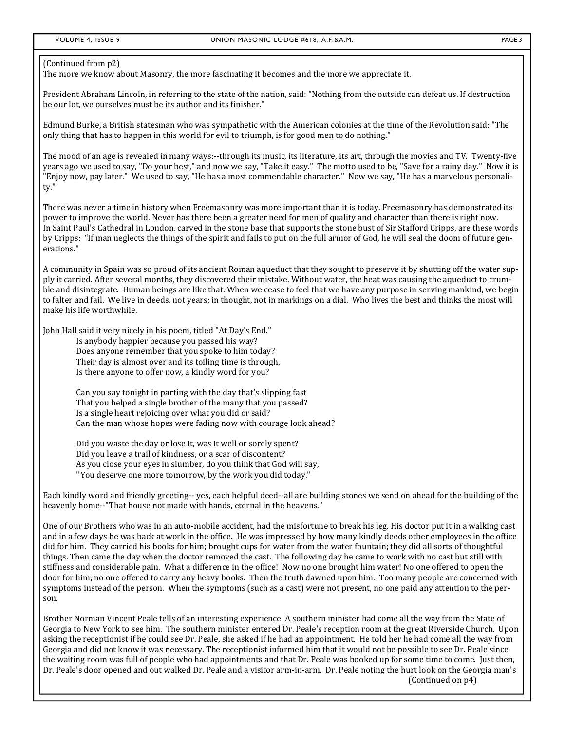(Continued from p2)

The more we know about Masonry, the more fascinating it becomes and the more we appreciate it.

President Abraham Lincoln, in referring to the state of the nation, said: "Nothing from the outside can defeat us. If destruction be our lot, we ourselves must be its author and its finisher."

Edmund Burke, a British statesman who was sympathetic with the American colonies at the time of the Revolution said: "The only thing that has to happen in this world for evil to triumph, is for good men to do nothing."

The mood of an age is revealed in many ways:--through its music, its literature, its art, through the movies and TV. Twenty-five years ago we used to say, "Do your best," and now we say, "Take it easy." The motto used to be, "Save for a rainy day." Now it is "Enjoy now, pay later." We used to say, "He has a most commendable character." Now we say, "He has a marvelous personality."

There was never a time in history when Freemasonry was more important than it is today. Freemasonry has demonstrated its power to improve the world. Never has there been a greater need for men of quality and character than there is right now.
In Saint Paul's Cathedral in London, carved in the stone base that supports the stone bust of Sir Stafford Cripps, are these words by Cripps: "If man neglects the things of the spirit and fails to put on the full armor of God, he will seal the doom of future generations."

A community in Spain was so proud of its ancient Roman aqueduct that they sought to preserve it by shutting off the water supply it carried. After several months, they discovered their mistake. Without water, the heat was causing the aqueduct to crumble and disintegrate. Human beings are like that. When we cease to feel that we have any purpose in serving mankind, we begin to falter and fail. We live in deeds, not years; in thought, not in markings on a dial. Who lives the best and thinks the most will make his life worthwhile.

John Hall said it very nicely in his poem, titled "At Day's End."

> Is anybody happier because you passed his way?
> Does anyone remember that you spoke to him today?
> Their day is almost over and its toiling time is through,
> Is there anyone to offer now, a kindly word for you?
>
> Can you say tonight in parting with the day that's slipping fast
> That you helped a single brother of the many that you passed?
> Is a single heart rejoicing over what you did or said?
> Can the man whose hopes were fading now with courage look ahead?
>
> Did you waste the day or lose it, was it well or sorely spent?
> Did you leave a trail of kindness, or a scar of discontent?
> As you close your eyes in slumber, do you think that God will say,
> "You deserve one more tomorrow, by the work you did today."

Each kindly word and friendly greeting-- yes, each helpful deed--all are building stones we send on ahead for the building of the heavenly home--"That house not made with hands, eternal in the heavens."

One of our Brothers who was in an auto-mobile accident, had the misfortune to break his leg. His doctor put it in a walking cast and in a few days he was back at work in the office. He was impressed by how many kindly deeds other employees in the office did for him. They carried his books for him; brought cups for water from the water fountain; they did all sorts of thoughtful things. Then came the day when the doctor removed the cast. The following day he came to work with no cast but still with stiffness and considerable pain. What a difference in the office! Now no one brought him water! No one offered to open the door for him; no one offered to carry any heavy books. Then the truth dawned upon him. Too many people are concerned with symptoms instead of the person. When the symptoms (such as a cast) were not present, no one paid any attention to the person.

Brother Norman Vincent Peale tells of an interesting experience. A southern minister had come all the way from the State of Georgia to New York to see him. The southern minister entered Dr. Peale's reception room at the great Riverside Church. Upon asking the receptionist if he could see Dr. Peale, she asked if he had an appointment. He told her he had come all the way from Georgia and did not know it was necessary. The receptionist informed him that it would not be possible to see Dr. Peale since the waiting room was full of people who had appointments and that Dr. Peale was booked up for some time to come. Just then, Dr. Peale's door opened and out walked Dr. Peale and a visitor arm-in-arm. Dr. Peale noting the hurt look on the Georgia man's

(Continued on p4)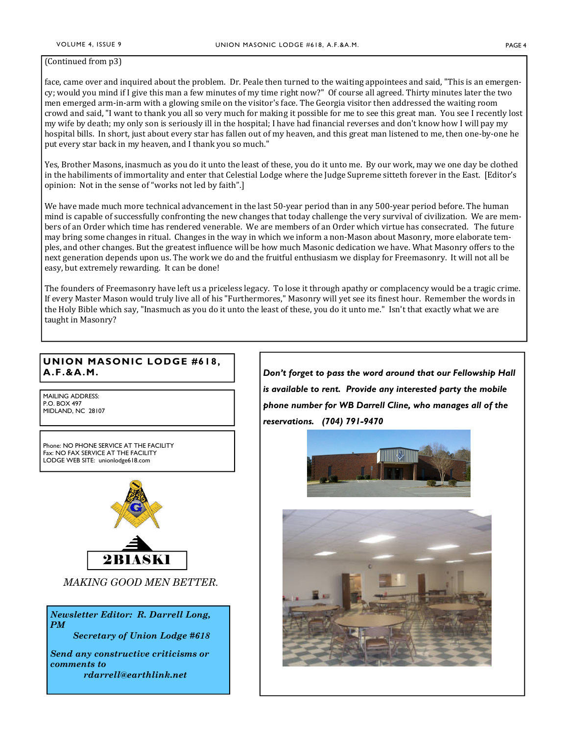(Continued from p3)

face, came over and inquired about the problem. Dr. Peale then turned to the waiting appointees and said, "This is an emergency; would you mind if I give this man a few minutes of my time right now?" Of course all agreed. Thirty minutes later the two men emerged arm-in-arm with a glowing smile on the visitor's face. The Georgia visitor then addressed the waiting room crowd and said, "I want to thank you all so very much for making it possible for me to see this great man. You see I recently lost my wife by death; my only son is seriously ill in the hospital; I have had financial reverses and don't know how I will pay my hospital bills. In short, just about every star has fallen out of my heaven, and this great man listened to me, then one-by-one he put every star back in my heaven, and I thank you so much."

Yes, Brother Masons, inasmuch as you do it unto the least of these, you do it unto me. By our work, may we one day be clothed in the habiliments of immortality and enter that Celestial Lodge where the Judge Supreme sitteth forever in the East. [Editor's opinion: Not in the sense of "works not led by faith".]

We have made much more technical advancement in the last 50-year period than in any 500-year period before. The human mind is capable of successfully confronting the new changes that today challenge the very survival of civilization. We are members of an Order which time has rendered venerable. We are members of an Order which virtue has consecrated. The future may bring some changes in ritual. Changes in the way in which we inform a non-Mason about Masonry, more elaborate temples, and other changes. But the greatest influence will be how much Masonic dedication we have. What Masonry offers to the next generation depends upon us. The work we do and the fruitful enthusiasm we display for Freemasonry. It will not all be easy, but extremely rewarding. It can be done!

The founders of Freemasonry have left us a priceless legacy. To lose it through apathy or complacency would be a tragic crime. If every Master Mason would truly live all of his "Furthermores," Masonry will yet see its finest hour. Remember the words in the Holy Bible which say, "Inasmuch as you do it unto the least of these, you do it unto me." Isn't that exactly what we are taught in Masonry?

## UNION MASONIC LODGE #618, A.F.&A.M.

MAILING ADDRESS:
P.O. BOX 497
MIDLAND, NC 28107

Phone: NO PHONE SERVICE AT THE FACILITY
Fax: NO FAX SERVICE AT THE FACILITY
LODGE WEB SITE: unionlodge618.com

2B1ASK1

*MAKING GOOD MEN BETTER.*

***Newsletter Editor: R. Darrell Long, PM***
***Secretary of Union Lodge #618***

***Send any constructive criticisms or comments to***
***rdarrell@earthlink.net***

***Don't forget to pass the word around that our Fellowship Hall is available to rent. Provide any interested party the mobile phone number for WB Darrell Cline, who manages all of the reservations. (704) 791-9470***